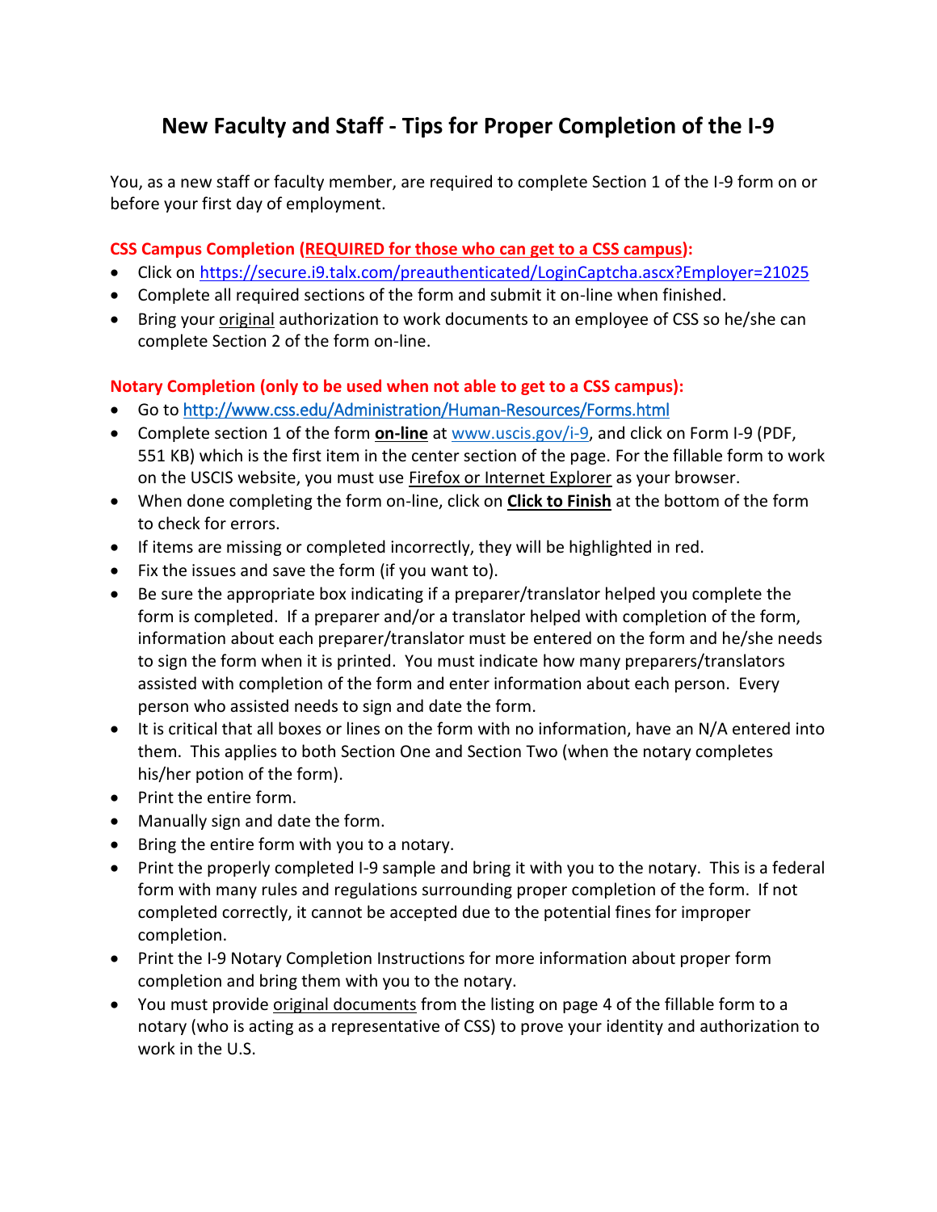# New Faculty and Staff - Tips for Proper Completion of the I-9

You, as a new staff or faculty member, are required to complete Section 1 of the I-9 form on or before your first day of employment.

**CSS Campus Completion (<u>REQUIRED for those who can get to a CSS campus</u>):**

- Click on https://secure.i9.talx.com/preauthenticated/LoginCaptcha.ascx?Employer=21025
- Complete all required sections of the form and submit it on-line when finished.
- Bring your <u>original</u> authorization to work documents to an employee of CSS so he/she can complete Section 2 of the form on-line.

**Notary Completion (only to be used when not able to get to a CSS campus):**

- Go to http://www.css.edu/Administration/Human-Resources/Forms.html
- Complete section 1 of the form **<u>on-line</u>** at www.uscis.gov/i-9, and click on Form I-9 (PDF, 551 KB) which is the first item in the center section of the page. For the fillable form to work on the USCIS website, you must use <u>Firefox or Internet Explorer</u> as your browser.
- When done completing the form on-line, click on **<u>Click to Finish</u>** at the bottom of the form to check for errors.
- If items are missing or completed incorrectly, they will be highlighted in red.
- Fix the issues and save the form (if you want to).
- Be sure the appropriate box indicating if a preparer/translator helped you complete the form is completed. If a preparer and/or a translator helped with completion of the form, information about each preparer/translator must be entered on the form and he/she needs to sign the form when it is printed. You must indicate how many preparers/translators assisted with completion of the form and enter information about each person. Every person who assisted needs to sign and date the form.
- It is critical that all boxes or lines on the form with no information, have an N/A entered into them. This applies to both Section One and Section Two (when the notary completes his/her potion of the form).
- Print the entire form.
- Manually sign and date the form.
- Bring the entire form with you to a notary.
- Print the properly completed I-9 sample and bring it with you to the notary. This is a federal form with many rules and regulations surrounding proper completion of the form. If not completed correctly, it cannot be accepted due to the potential fines for improper completion.
- Print the I-9 Notary Completion Instructions for more information about proper form completion and bring them with you to the notary.
- You must provide <u>original documents</u> from the listing on page 4 of the fillable form to a notary (who is acting as a representative of CSS) to prove your identity and authorization to work in the U.S.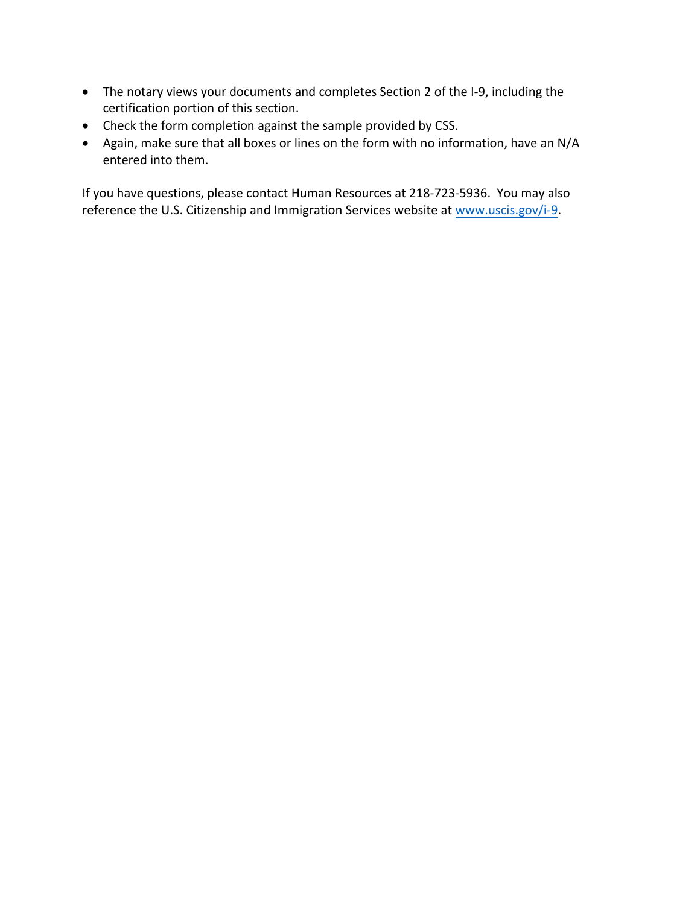- The notary views your documents and completes Section 2 of the I-9, including the certification portion of this section.
- Check the form completion against the sample provided by CSS.
- Again, make sure that all boxes or lines on the form with no information, have an N/A entered into them.

If you have questions, please contact Human Resources at 218-723-5936. You may also reference the U.S. Citizenship and Immigration Services website at www.uscis.gov/i-9.